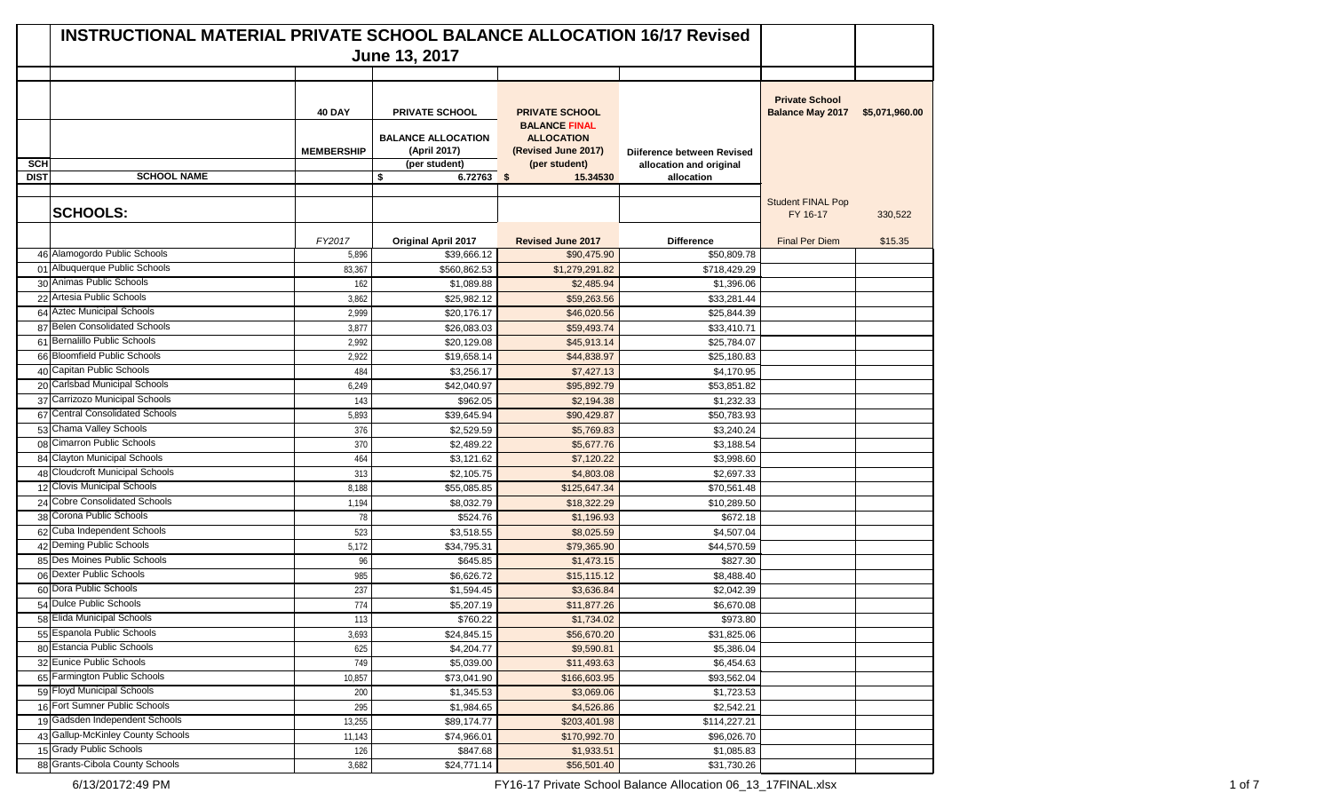# INSTRUCTIONAL MATERIAL PRIVATE SCHOOL BALANCE ALLOCATION 16/17 Revised

## June 13, 2017

| SCH DIST | SCHOOL NAME | 40 DAY MEMBERSHIP | PRIVATE SCHOOL BALANCE ALLOCATION (April 2017) (per student) | PRIVATE SCHOOL BALANCE FINAL ALLOCATION (Revised June 2017) (per student) | Diiference between Revised allocation and original allocation | Private School Balance May 2017 | $5,071,960.00 |
|---|---|---|---|---|---|---|---|
| | | | $ 6.72763 | $ 15.34530 | | | |
| | **SCHOOLS:** | | | | | Student FINAL Pop FY 16-17 | 330,522 |
| | | FY2017 | Original April 2017 | Revised June 2017 | Difference | Final Per Diem | $15.35 |
| 46 | Alamogordo Public Schools | 5,896 | $39,666.12 | $90,475.90 | $50,809.78 | | |
| 01 | Albuquerque Public Schools | 83,367 | $560,862.53 | $1,279,291.82 | $718,429.29 | | |
| 30 | Animas Public Schools | 162 | $1,089.88 | $2,485.94 | $1,396.06 | | |
| 22 | Artesia Public Schools | 3,862 | $25,982.12 | $59,263.56 | $33,281.44 | | |
| 64 | Aztec Municipal Schools | 2,999 | $20,176.17 | $46,020.56 | $25,844.39 | | |
| 87 | Belen Consolidated Schools | 3,877 | $26,083.03 | $59,493.74 | $33,410.71 | | |
| 61 | Bernalillo Public Schools | 2,992 | $20,129.08 | $45,913.14 | $25,784.07 | | |
| 66 | Bloomfield Public Schools | 2,922 | $19,658.14 | $44,838.97 | $25,180.83 | | |
| 40 | Capitan Public Schools | 484 | $3,256.17 | $7,427.13 | $4,170.95 | | |
| 20 | Carlsbad Municipal Schools | 6,249 | $42,040.97 | $95,892.79 | $53,851.82 | | |
| 37 | Carrizozo Municipal Schools | 143 | $962.05 | $2,194.38 | $1,232.33 | | |
| 67 | Central Consolidated Schools | 5,893 | $39,645.94 | $90,429.87 | $50,783.93 | | |
| 53 | Chama Valley Schools | 376 | $2,529.59 | $5,769.83 | $3,240.24 | | |
| 08 | Cimarron Public Schools | 370 | $2,489.22 | $5,677.76 | $3,188.54 | | |
| 84 | Clayton Municipal Schools | 464 | $3,121.62 | $7,120.22 | $3,998.60 | | |
| 48 | Cloudcroft Municipal Schools | 313 | $2,105.75 | $4,803.08 | $2,697.33 | | |
| 12 | Clovis Municipal Schools | 8,188 | $55,085.85 | $125,647.34 | $70,561.48 | | |
| 24 | Cobre Consolidated Schools | 1,194 | $8,032.79 | $18,322.29 | $10,289.50 | | |
| 38 | Corona Public Schools | 78 | $524.76 | $1,196.93 | $672.18 | | |
| 62 | Cuba Independent Schools | 523 | $3,518.55 | $8,025.59 | $4,507.04 | | |
| 42 | Deming Public Schools | 5,172 | $34,795.31 | $79,365.90 | $44,570.59 | | |
| 85 | Des Moines Public Schools | 96 | $645.85 | $1,473.15 | $827.30 | | |
| 06 | Dexter Public Schools | 985 | $6,626.72 | $15,115.12 | $8,488.40 | | |
| 60 | Dora Public Schools | 237 | $1,594.45 | $3,636.84 | $2,042.39 | | |
| 54 | Dulce Public Schools | 774 | $5,207.19 | $11,877.26 | $6,670.08 | | |
| 58 | Elida Municipal Schools | 113 | $760.22 | $1,734.02 | $973.80 | | |
| 55 | Espanola Public Schools | 3,693 | $24,845.15 | $56,670.20 | $31,825.06 | | |
| 80 | Estancia Public Schools | 625 | $4,204.77 | $9,590.81 | $5,386.04 | | |
| 32 | Eunice Public Schools | 749 | $5,039.00 | $11,493.63 | $6,454.63 | | |
| 65 | Farmington Public Schools | 10,857 | $73,041.90 | $166,603.95 | $93,562.04 | | |
| 59 | Floyd Municipal Schools | 200 | $1,345.53 | $3,069.06 | $1,723.53 | | |
| 16 | Fort Sumner Public Schools | 295 | $1,984.65 | $4,526.86 | $2,542.21 | | |
| 19 | Gadsden Independent Schools | 13,255 | $89,174.77 | $203,401.98 | $114,227.21 | | |
| 43 | Gallup-McKinley County Schools | 11,143 | $74,966.01 | $170,992.70 | $96,026.70 | | |
| 15 | Grady Public Schools | 126 | $847.68 | $1,933.51 | $1,085.83 | | |
| 88 | Grants-Cibola County Schools | 3,682 | $24,771.14 | $56,501.40 | $31,730.26 | | |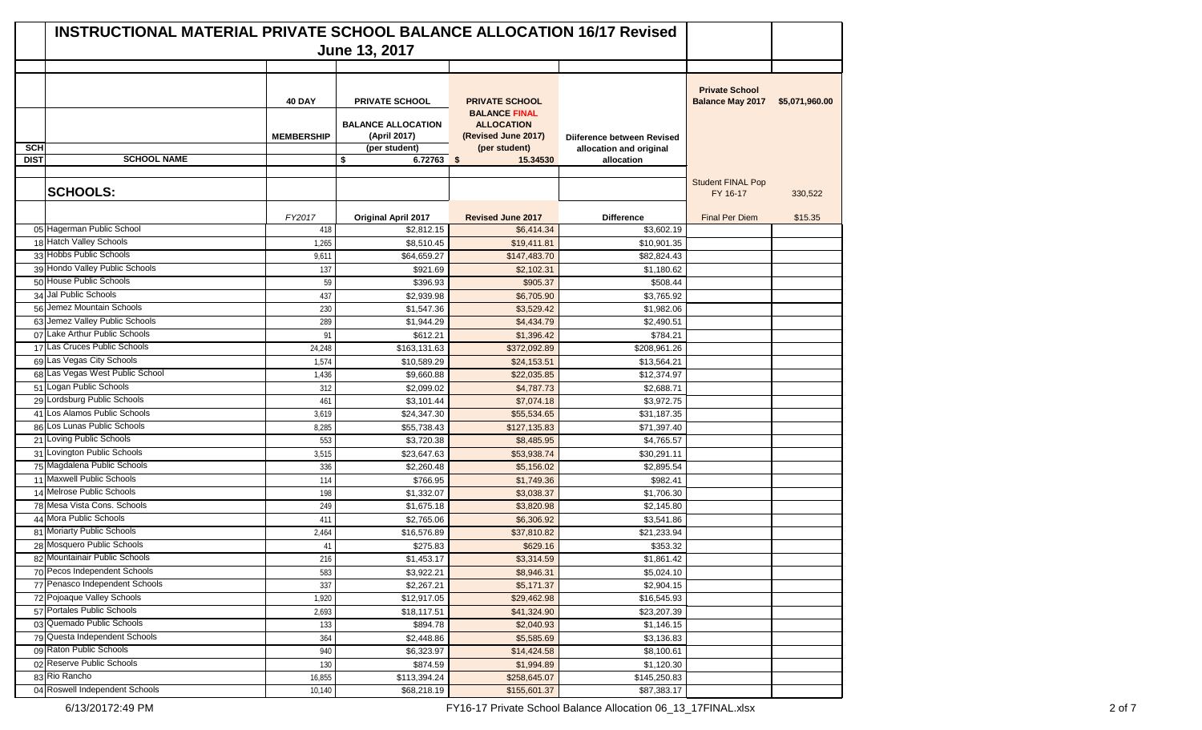# INSTRUCTIONAL MATERIAL PRIVATE SCHOOL BALANCE ALLOCATION 16/17 Revised

## June 13, 2017

| SCH DIST | SCHOOL NAME | 40 DAY MEMBERSHIP | PRIVATE SCHOOL BALANCE ALLOCATION (April 2017) (per student) | PRIVATE SCHOOL BALANCE FINAL ALLOCATION (Revised June 2017) (per student) | Diiference between Revised allocation and original allocation | Private School Balance May 2017 | $5,071,960.00 |
|---|---|---|---|---|---|---|---|
| | | | $ 6.72763 | $ 15.34530 | | | |
| | **SCHOOLS:** | | | | | Student FINAL Pop FY 16-17 | 330,522 |
| | | *FY2017* | Original April 2017 | Revised June 2017 | Difference | Final Per Diem | $15.35 |
| 05 | Hagerman Public School | 418 | $2,812.15 | $6,414.34 | $3,602.19 | | |
| 18 | Hatch Valley Schools | 1,265 | $8,510.45 | $19,411.81 | $10,901.35 | | |
| 33 | Hobbs Public Schools | 9,611 | $64,659.27 | $147,483.70 | $82,824.43 | | |
| 39 | Hondo Valley Public Schools | 137 | $921.69 | $2,102.31 | $1,180.62 | | |
| 50 | House Public Schools | 59 | $396.93 | $905.37 | $508.44 | | |
| 34 | Jal Public Schools | 437 | $2,939.98 | $6,705.90 | $3,765.92 | | |
| 56 | Jemez Mountain Schools | 230 | $1,547.36 | $3,529.42 | $1,982.06 | | |
| 63 | Jemez Valley Public Schools | 289 | $1,944.29 | $4,434.79 | $2,490.51 | | |
| 07 | Lake Arthur Public Schools | 91 | $612.21 | $1,396.42 | $784.21 | | |
| 17 | Las Cruces Public Schools | 24,248 | $163,131.63 | $372,092.89 | $208,961.26 | | |
| 69 | Las Vegas City Schools | 1,574 | $10,589.29 | $24,153.51 | $13,564.21 | | |
| 68 | Las Vegas West Public School | 1,436 | $9,660.88 | $22,035.85 | $12,374.97 | | |
| 51 | Logan Public Schools | 312 | $2,099.02 | $4,787.73 | $2,688.71 | | |
| 29 | Lordsburg Public Schools | 461 | $3,101.44 | $7,074.18 | $3,972.75 | | |
| 41 | Los Alamos Public Schools | 3,619 | $24,347.30 | $55,534.65 | $31,187.35 | | |
| 86 | Los Lunas Public Schools | 8,285 | $55,738.43 | $127,135.83 | $71,397.40 | | |
| 21 | Loving Public Schools | 553 | $3,720.38 | $8,485.95 | $4,765.57 | | |
| 31 | Lovington Public Schools | 3,515 | $23,647.63 | $53,938.74 | $30,291.11 | | |
| 75 | Magdalena Public Schools | 336 | $2,260.48 | $5,156.02 | $2,895.54 | | |
| 11 | Maxwell Public Schools | 114 | $766.95 | $1,749.36 | $982.41 | | |
| 14 | Melrose Public Schools | 198 | $1,332.07 | $3,038.37 | $1,706.30 | | |
| 78 | Mesa Vista Cons. Schools | 249 | $1,675.18 | $3,820.98 | $2,145.80 | | |
| 44 | Mora Public Schools | 411 | $2,765.06 | $6,306.92 | $3,541.86 | | |
| 81 | Moriarty Public Schools | 2,464 | $16,576.89 | $37,810.82 | $21,233.94 | | |
| 28 | Mosquero Public Schools | 41 | $275.83 | $629.16 | $353.32 | | |
| 82 | Mountainair Public Schools | 216 | $1,453.17 | $3,314.59 | $1,861.42 | | |
| 70 | Pecos Independent Schools | 583 | $3,922.21 | $8,946.31 | $5,024.10 | | |
| 77 | Penasco Independent Schools | 337 | $2,267.21 | $5,171.37 | $2,904.15 | | |
| 72 | Pojoaque Valley Schools | 1,920 | $12,917.05 | $29,462.98 | $16,545.93 | | |
| 57 | Portales Public Schools | 2,693 | $18,117.51 | $41,324.90 | $23,207.39 | | |
| 03 | Quemado Public Schools | 133 | $894.78 | $2,040.93 | $1,146.15 | | |
| 79 | Questa Independent Schools | 364 | $2,448.86 | $5,585.69 | $3,136.83 | | |
| 09 | Raton Public Schools | 940 | $6,323.97 | $14,424.58 | $8,100.61 | | |
| 02 | Reserve Public Schools | 130 | $874.59 | $1,994.89 | $1,120.30 | | |
| 83 | Rio Rancho | 16,855 | $113,394.24 | $258,645.07 | $145,250.83 | | |
| 04 | Roswell Independent Schools | 10,140 | $68,218.19 | $155,601.37 | $87,383.17 | | |

6/13/20172:49 PM FY16-17 Private School Balance Allocation 06_13_17FINAL.xlsx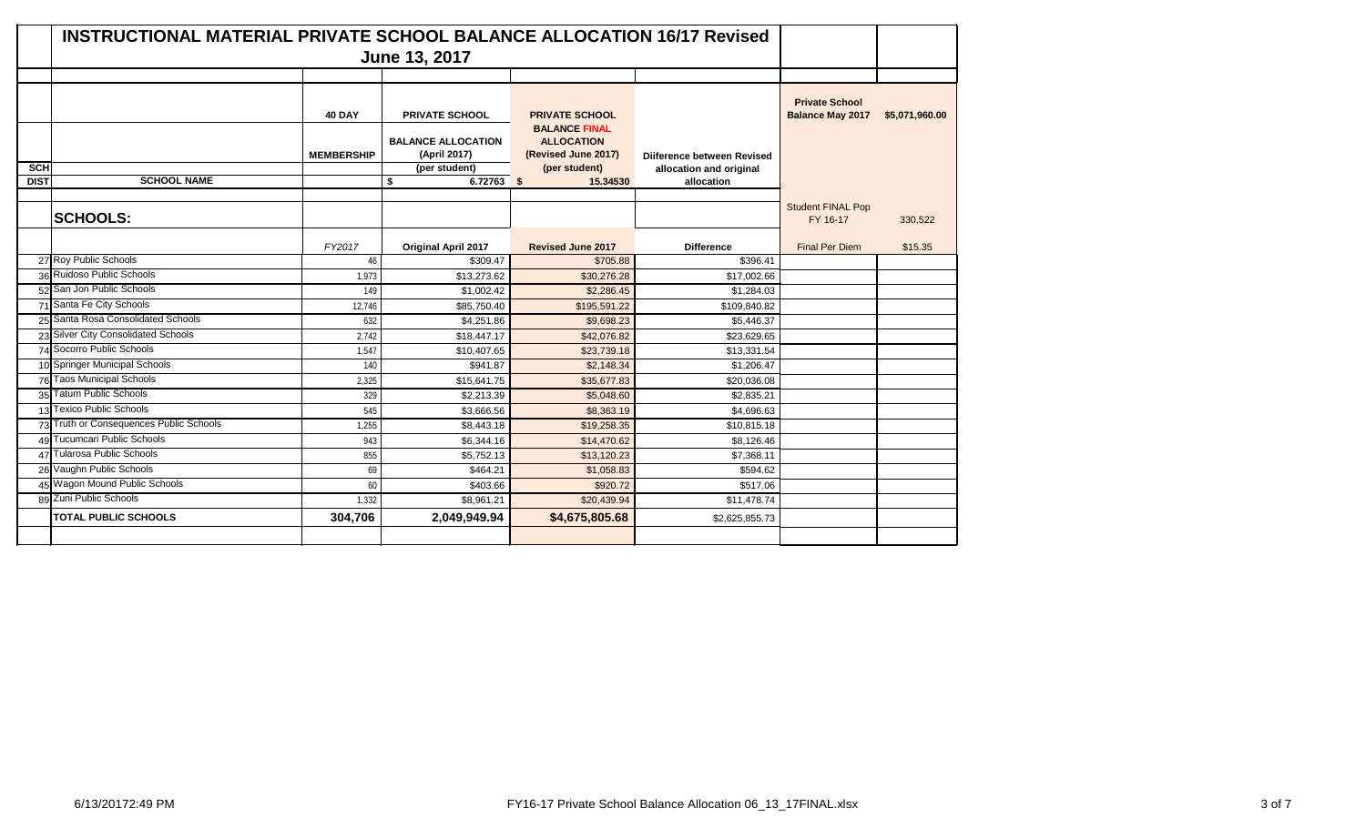# INSTRUCTIONAL MATERIAL PRIVATE SCHOOL BALANCE ALLOCATION 16/17 Revised

## June 13, 2017

| SCH DIST | SCHOOL NAME | 40 DAY MEMBERSHIP | PRIVATE SCHOOL BALANCE ALLOCATION (April 2017) (per student) | PRIVATE SCHOOL BALANCE FINAL ALLOCATION (Revised June 2017) (per student) | Diiference between Revised allocation and original allocation | Private School Balance May 2017 | $5,071,960.00 |
|---|---|---|---|---|---|---|---|
| | | | $ 6.72763 | $ 15.34530 | | | |
| | **SCHOOLS:** | | | | | Student FINAL Pop FY 16-17 | 330,522 |
| | | FY2017 | Original April 2017 | Revised June 2017 | Difference | Final Per Diem | $15.35 |
| 27 | Roy Public Schools | 46 | $309.47 | $705.88 | $396.41 | | |
| 36 | Ruidoso Public Schools | 1,973 | $13,273.62 | $30,276.28 | $17,002.66 | | |
| 52 | San Jon Public Schools | 149 | $1,002.42 | $2,286.45 | $1,284.03 | | |
| 71 | Santa Fe City Schools | 12,746 | $85,750.40 | $195,591.22 | $109,840.82 | | |
| 25 | Santa Rosa Consolidated Schools | 632 | $4,251.86 | $9,698.23 | $5,446.37 | | |
| 23 | Silver City Consolidated Schools | 2,742 | $18,447.17 | $42,076.82 | $23,629.65 | | |
| 74 | Socorro Public Schools | 1,547 | $10,407.65 | $23,739.18 | $13,331.54 | | |
| 10 | Springer Municipal Schools | 140 | $941.87 | $2,148.34 | $1,206.47 | | |
| 76 | Taos Municipal Schools | 2,325 | $15,641.75 | $35,677.83 | $20,036.08 | | |
| 35 | Tatum Public Schools | 329 | $2,213.39 | $5,048.60 | $2,835.21 | | |
| 13 | Texico Public Schools | 545 | $3,666.56 | $8,363.19 | $4,696.63 | | |
| 73 | Truth or Consequences Public Schools | 1,255 | $8,443.18 | $19,258.35 | $10,815.18 | | |
| 49 | Tucumcari Public Schools | 943 | $6,344.16 | $14,470.62 | $8,126.46 | | |
| 47 | Tularosa Public Schools | 855 | $5,752.13 | $13,120.23 | $7,368.11 | | |
| 26 | Vaughn Public Schools | 69 | $464.21 | $1,058.83 | $594.62 | | |
| 45 | Wagon Mound Public Schools | 60 | $403.66 | $920.72 | $517.06 | | |
| 89 | Zuni Public Schools | 1,332 | $8,961.21 | $20,439.94 | $11,478.74 | | |
| | **TOTAL PUBLIC SCHOOLS** | **304,706** | **2,049,949.94** | **$4,675,805.68** | $2,625,855.73 | | |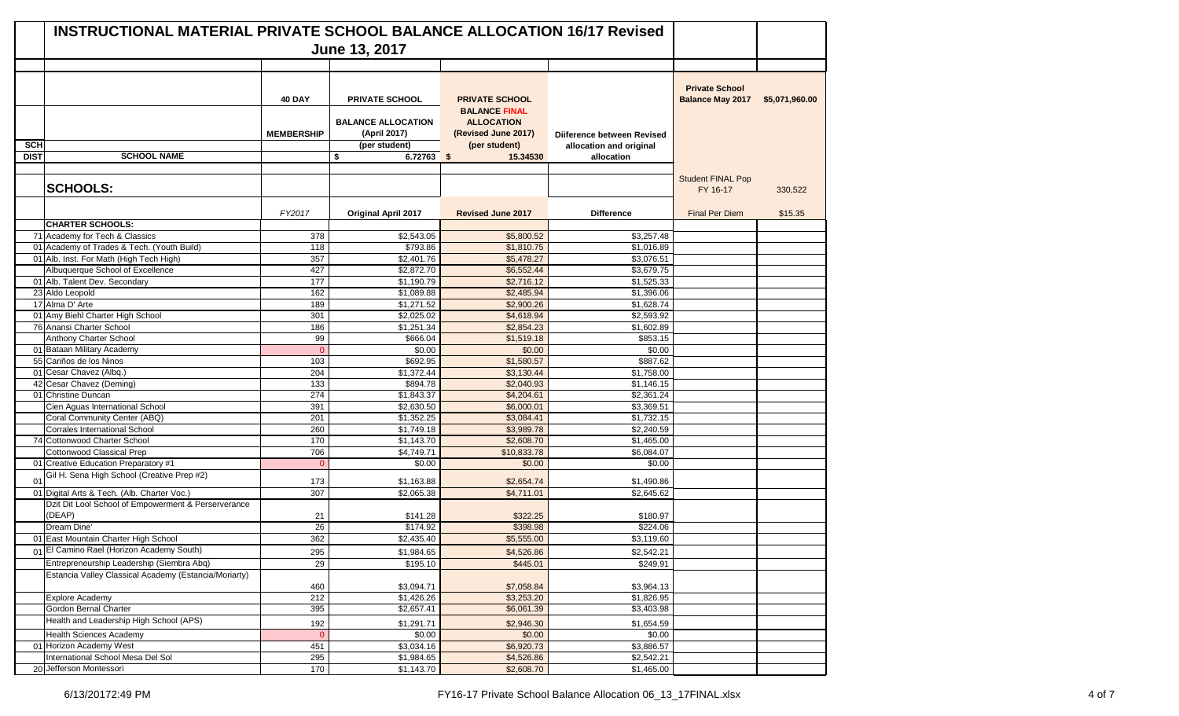# INSTRUCTIONAL MATERIAL PRIVATE SCHOOL BALANCE ALLOCATION 16/17 Revised

## June 13, 2017

| SCH DIST | SCHOOL NAME | 40 DAY MEMBERSHIP | PRIVATE SCHOOL BALANCE ALLOCATION (April 2017) (per student) | PRIVATE SCHOOL BALANCE FINAL ALLOCATION (Revised June 2017) (per student) | Diiference between Revised allocation and original allocation | Private School Balance May 2017 | $5,071,960.00 |
|---|---|---|---|---|---|---|---|
| | | | $ 6.72763 | $ 15.34530 | | | |
| | **SCHOOLS:** | | | | | Student FINAL Pop FY 16-17 | 330,522 |
| | | FY2017 | Original April 2017 | Revised June 2017 | Difference | Final Per Diem | $15.35 |
| | **CHARTER SCHOOLS:** | | | | | | |
| 71 | Academy for Tech & Classics | 378 | $2,543.05 | $5,800.52 | $3,257.48 | | |
| 01 | Academy of Trades & Tech. (Youth Build) | 118 | $793.86 | $1,810.75 | $1,016.89 | | |
| 01 | Alb. Inst. For Math (High Tech High) | 357 | $2,401.76 | $5,478.27 | $3,076.51 | | |
| | Albuquerque School of Excellence | 427 | $2,872.70 | $6,552.44 | $3,679.75 | | |
| 01 | Alb. Talent Dev. Secondary | 177 | $1,190.79 | $2,716.12 | $1,525.33 | | |
| 23 | Aldo Leopold | 162 | $1,089.88 | $2,485.94 | $1,396.06 | | |
| 17 | Alma D' Arte | 189 | $1,271.52 | $2,900.26 | $1,628.74 | | |
| 01 | Amy Biehl Charter High School | 301 | $2,025.02 | $4,618.94 | $2,593.92 | | |
| 76 | Anansi Charter School | 186 | $1,251.34 | $2,854.23 | $1,602.89 | | |
| | Anthony Charter School | 99 | $666.04 | $1,519.18 | $853.15 | | |
| 01 | Bataan Military Academy | 0 | $0.00 | $0.00 | $0.00 | | |
| 55 | Cariños de los Ninos | 103 | $692.95 | $1,580.57 | $887.62 | | |
| 01 | Cesar Chavez (Albq.) | 204 | $1,372.44 | $3,130.44 | $1,758.00 | | |
| 42 | Cesar Chavez (Deming) | 133 | $894.78 | $2,040.93 | $1,146.15 | | |
| 01 | Christine Duncan | 274 | $1,843.37 | $4,204.61 | $2,361.24 | | |
| | Cien Aguas International School | 391 | $2,630.50 | $6,000.01 | $3,369.51 | | |
| | Coral Community Center (ABQ) | 201 | $1,352.25 | $3,084.41 | $1,732.15 | | |
| | Corrales International School | 260 | $1,749.18 | $3,989.78 | $2,240.59 | | |
| 74 | Cottonwood Charter School | 170 | $1,143.70 | $2,608.70 | $1,465.00 | | |
| | Cottonwood Classical Prep | 706 | $4,749.71 | $10,833.78 | $6,084.07 | | |
| 01 | Creative Education Preparatory #1 | 0 | $0.00 | $0.00 | $0.00 | | |
| 01 | Gil H. Sena High School (Creative Prep #2) | 173 | $1,163.88 | $2,654.74 | $1,490.86 | | |
| 01 | Digital Arts & Tech. (Alb. Charter Voc.) | 307 | $2,065.38 | $4,711.01 | $2,645.62 | | |
| | Dzit Dit Lool School of Empowerment & Perserverance (DEAP) | 21 | $141.28 | $322.25 | $180.97 | | |
| | Dream Dine' | 26 | $174.92 | $398.98 | $224.06 | | |
| 01 | East Mountain Charter High School | 362 | $2,435.40 | $5,555.00 | $3,119.60 | | |
| 01 | El Camino Rael (Horizon Academy South) | 295 | $1,984.65 | $4,526.86 | $2,542.21 | | |
| | Entrepreneurship Leadership (Siembra Abq) | 29 | $195.10 | $445.01 | $249.91 | | |
| | Estancia Valley Classical Academy (Estancia/Moriarty) | 460 | $3,094.71 | $7,058.84 | $3,964.13 | | |
| | Explore Academy | 212 | $1,426.26 | $3,253.20 | $1,826.95 | | |
| | Gordon Bernal Charter | 395 | $2,657.41 | $6,061.39 | $3,403.98 | | |
| | Health and Leadership High School (APS) | 192 | $1,291.71 | $2,946.30 | $1,654.59 | | |
| | Health Sciences Academy | 0 | $0.00 | $0.00 | $0.00 | | |
| 01 | Horizon Academy West | 451 | $3,034.16 | $6,920.73 | $3,886.57 | | |
| | International School Mesa Del Sol | 295 | $1,984.65 | $4,526.86 | $2,542.21 | | |
| 20 | Jefferson Montessori | 170 | $1,143.70 | $2,608.70 | $1,465.00 | | |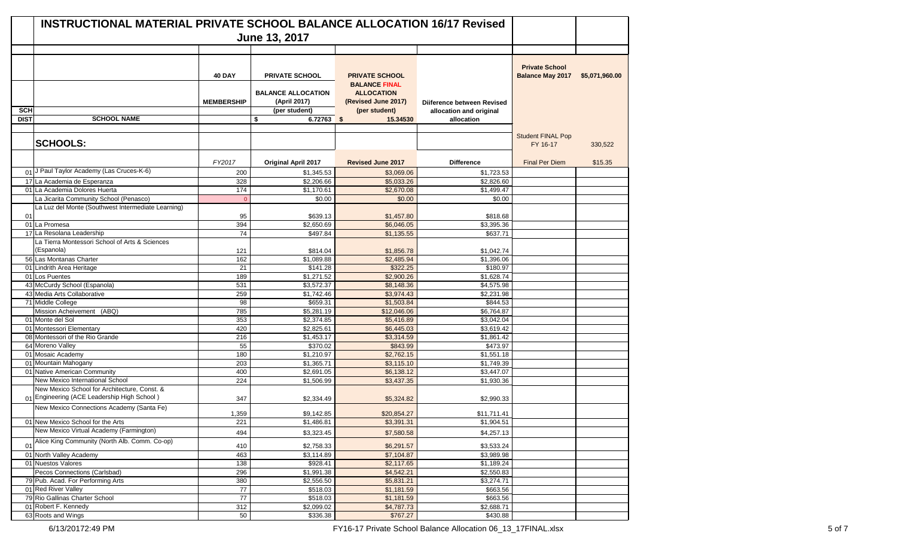# INSTRUCTIONAL MATERIAL PRIVATE SCHOOL BALANCE ALLOCATION 16/17 Revised

## June 13, 2017

| SCH DIST | SCHOOL NAME | 40 DAY MEMBERSHIP | PRIVATE SCHOOL BALANCE ALLOCATION (April 2017) (per student) | PRIVATE SCHOOL BALANCE FINAL ALLOCATION (Revised June 2017) (per student) | Diiference between Revised allocation and original allocation | Private School Balance May 2017 | $5,071,960.00 |
|---|---|---|---|---|---|---|---|
| | | | $ 6.72763 | $ 15.34530 | | | |
| | **SCHOOLS:** | | | | | Student FINAL Pop FY 16-17 | 330,522 |
| | | FY2017 | Original April 2017 | Revised June 2017 | Difference | Final Per Diem | $15.35 |
| 01 | J Paul Taylor Academy (Las Cruces-K-6) | 200 | $1,345.53 | $3,069.06 | $1,723.53 | | |
| 17 | La Academia de Esperanza | 328 | $2,206.66 | $5,033.26 | $2,826.60 | | |
| 01 | La Academia Dolores Huerta | 174 | $1,170.61 | $2,670.08 | $1,499.47 | | |
| | La Jicarita Community School (Penasco) | 0 | $0.00 | $0.00 | $0.00 | | |
| 01 | La Luz del Monte (Southwest Intermediate Learning) | 95 | $639.13 | $1,457.80 | $818.68 | | |
| 01 | La Promesa | 394 | $2,650.69 | $6,046.05 | $3,395.36 | | |
| 17 | La Resolana Leadership | 74 | $497.84 | $1,135.55 | $637.71 | | |
| | La Tierra Montessori School of Arts & Sciences (Espanola) | 121 | $814.04 | $1,856.78 | $1,042.74 | | |
| 56 | Las Montanas Charter | 162 | $1,089.88 | $2,485.94 | $1,396.06 | | |
| 01 | Lindrith Area Heritage | 21 | $141.28 | $322.25 | $180.97 | | |
| 01 | Los Puentes | 189 | $1,271.52 | $2,900.26 | $1,628.74 | | |
| 43 | McCurdy School (Espanola) | 531 | $3,572.37 | $8,148.36 | $4,575.98 | | |
| 43 | Media Arts Collaborative | 259 | $1,742.46 | $3,974.43 | $2,231.98 | | |
| 71 | Middle College | 98 | $659.31 | $1,503.84 | $844.53 | | |
| | Mission Acheivement (ABQ) | 785 | $5,281.19 | $12,046.06 | $6,764.87 | | |
| 01 | Monte del Sol | 353 | $2,374.85 | $5,416.89 | $3,042.04 | | |
| 01 | Montessori Elementary | 420 | $2,825.61 | $6,445.03 | $3,619.42 | | |
| 08 | Montessori of the Rio Grande | 216 | $1,453.17 | $3,314.59 | $1,861.42 | | |
| 64 | Moreno Valley | 55 | $370.02 | $843.99 | $473.97 | | |
| 01 | Mosaic Academy | 180 | $1,210.97 | $2,762.15 | $1,551.18 | | |
| 01 | Mountain Mahogany | 203 | $1,365.71 | $3,115.10 | $1,749.39 | | |
| 01 | Native American Community | 400 | $2,691.05 | $6,138.12 | $3,447.07 | | |
| | New Mexico International School | 224 | $1,506.99 | $3,437.35 | $1,930.36 | | |
| 01 | New Mexico School for Architecture, Const. & Engineering (ACE Leadership High School ) | 347 | $2,334.49 | $5,324.82 | $2,990.33 | | |
| | New Mexico Connections Academy (Santa Fe) | 1,359 | $9,142.85 | $20,854.27 | $11,711.41 | | |
| 01 | New Mexico School for the Arts | 221 | $1,486.81 | $3,391.31 | $1,904.51 | | |
| | New Mexico Virtual Academy (Farmington) | 494 | $3,323.45 | $7,580.58 | $4,257.13 | | |
| 01 | Alice King Community (North Alb. Comm. Co-op) | 410 | $2,758.33 | $6,291.57 | $3,533.24 | | |
| 01 | North Valley Academy | 463 | $3,114.89 | $7,104.87 | $3,989.98 | | |
| 01 | Nuestos Valores | 138 | $928.41 | $2,117.65 | $1,189.24 | | |
| | Pecos Connections (Carlsbad) | 296 | $1,991.38 | $4,542.21 | $2,550.83 | | |
| 79 | Pub. Acad. For Performing Arts | 380 | $2,556.50 | $5,831.21 | $3,274.71 | | |
| 01 | Red River Valley | 77 | $518.03 | $1,181.59 | $663.56 | | |
| 79 | Rio Gallinas Charter School | 77 | $518.03 | $1,181.59 | $663.56 | | |
| 01 | Robert F. Kennedy | 312 | $2,099.02 | $4,787.73 | $2,688.71 | | |
| 63 | Roots and Wings | 50 | $336.38 | $767.27 | $430.88 | | |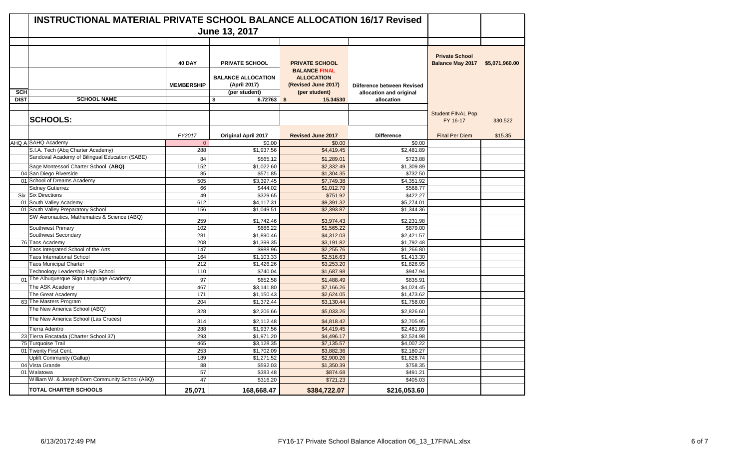# INSTRUCTIONAL MATERIAL PRIVATE SCHOOL BALANCE ALLOCATION 16/17 Revised

## June 13, 2017

| SCH DIST | SCHOOL NAME | 40 DAY MEMBERSHIP | PRIVATE SCHOOL BALANCE ALLOCATION (April 2017) (per student) | PRIVATE SCHOOL BALANCE FINAL ALLOCATION (Revised June 2017) (per student) | Diiference between Revised allocation and original allocation | Private School Balance May 2017 | $5,071,960.00 |
|---|---|---|---|---|---|---|---|
| | | | $ 6.72763 | $ 15.34530 | | | |
| | **SCHOOLS:** | | | | | Student FINAL Pop FY 16-17 | 330,522 |
| | | FY2017 | Original April 2017 | Revised June 2017 | Difference | Final Per Diem | $15.35 |
| AHQ A | SAHQ Academy | 0 | $0.00 | $0.00 | $0.00 | | |
| | S.I.A. Tech (Abq Charter Academy) | 288 | $1,937.56 | $4,419.45 | $2,481.89 | | |
| | Sandoval Academy of Bilingual Education (SABE) | 84 | $565.12 | $1,289.01 | $723.88 | | |
| | Sage Montessori Charter School (**ABQ**) | 152 | $1,022.60 | $2,332.49 | $1,309.89 | | |
| 04 | San Diego Riverside | 85 | $571.85 | $1,304.35 | $732.50 | | |
| 01 | School of Dreams Academy | 505 | $3,397.45 | $7,749.38 | $4,351.92 | | |
| | Sidney Gutierrez | 66 | $444.02 | $1,012.79 | $568.77 | | |
| Six | Six Directions | 49 | $329.65 | $751.92 | $422.27 | | |
| 01 | South Valley Academy | 612 | $4,117.31 | $9,391.32 | $5,274.01 | | |
| 01 | South Valley Preparatory School | 156 | $1,049.51 | $2,393.87 | $1,344.36 | | |
| | SW Aeronautics, Mathematics & Science (ABQ) | 259 | $1,742.46 | $3,974.43 | $2,231.98 | | |
| | Southwest Primary | 102 | $686.22 | $1,565.22 | $879.00 | | |
| | Southwest Secondary | 281 | $1,890.46 | $4,312.03 | $2,421.57 | | |
| 76 | Taos Academy | 208 | $1,399.35 | $3,191.82 | $1,792.48 | | |
| | Taos Integrated School of the Arts | 147 | $988.96 | $2,255.76 | $1,266.80 | | |
| | Taos International School | 164 | $1,103.33 | $2,516.63 | $1,413.30 | | |
| | Taos Municipal Charter | 212 | $1,426.26 | $3,253.20 | $1,826.95 | | |
| | Technology Leadership High School | 110 | $740.04 | $1,687.98 | $947.94 | | |
| 01 | The Albuquerque Sign Language Academy | 97 | $652.58 | $1,488.49 | $835.91 | | |
| | The ASK Academy | 467 | $3,141.80 | $7,166.26 | $4,024.45 | | |
| | The Great Academy | 171 | $1,150.43 | $2,624.05 | $1,473.62 | | |
| 63 | The Masters Program | 204 | $1,372.44 | $3,130.44 | $1,758.00 | | |
| | The New America School (ABQ) | 328 | $2,206.66 | $5,033.26 | $2,826.60 | | |
| | The New America School (Las Cruces) | 314 | $2,112.48 | $4,818.42 | $2,705.95 | | |
| | Tierra Adentro | 288 | $1,937.56 | $4,419.45 | $2,481.89 | | |
| 23 | Tierra Encatada (Charter School 37) | 293 | $1,971.20 | $4,496.17 | $2,524.98 | | |
| 75 | Turquoise Trail | 465 | $3,128.35 | $7,135.57 | $4,007.22 | | |
| 01 | Twenty First Cent. | 253 | $1,702.09 | $3,882.36 | $2,180.27 | | |
| | Uplift Community (Gallup) | 189 | $1,271.52 | $2,900.26 | $1,628.74 | | |
| 04 | Vista Grande | 88 | $592.03 | $1,350.39 | $758.35 | | |
| 01 | Walatowa | 57 | $383.48 | $874.68 | $491.21 | | |
| | William W. & Joseph Dorn Community School (ABQ) | 47 | $316.20 | $721.23 | $405.03 | | |
| | **TOTAL CHARTER SCHOOLS** | **25,071** | **168,668.47** | **$384,722.07** | **$216,053.60** | | |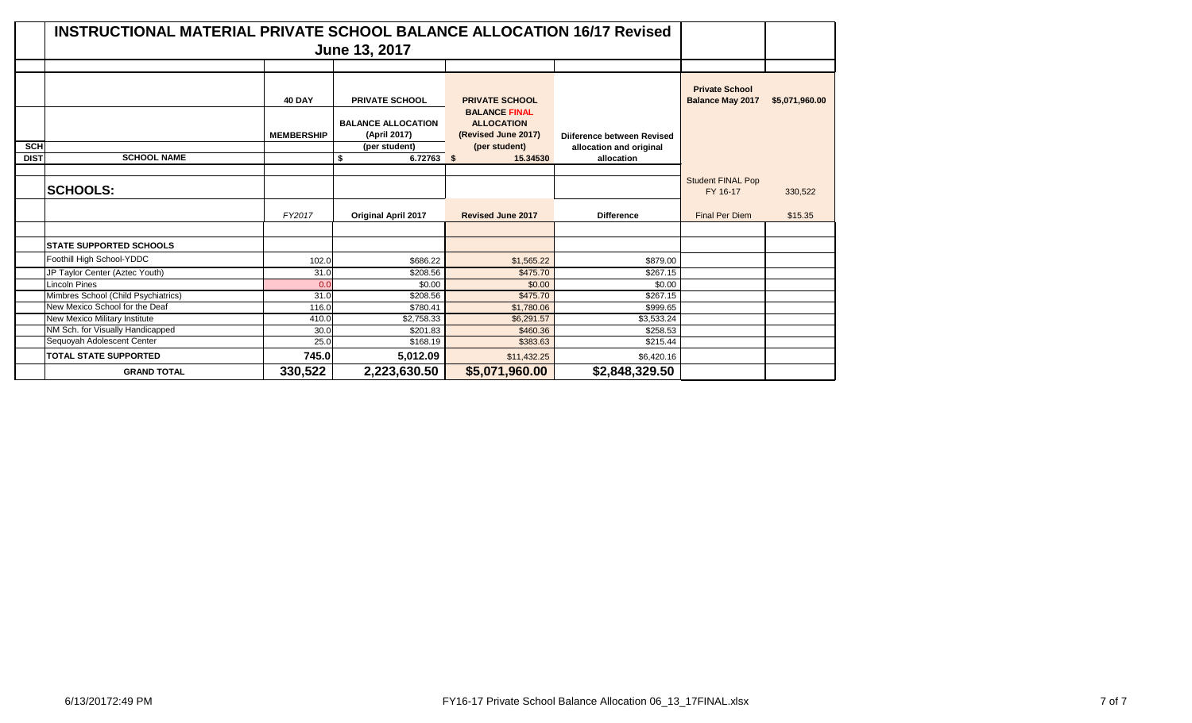# INSTRUCTIONAL MATERIAL PRIVATE SCHOOL BALANCE ALLOCATION 16/17 Revised
## June 13, 2017

| SCH DIST | SCHOOL NAME | 40 DAY MEMBERSHIP | PRIVATE SCHOOL BALANCE ALLOCATION (April 2017) (per student) $ 6.72763 | PRIVATE SCHOOL BALANCE FINAL ALLOCATION (Revised June 2017) (per student) $ 15.34530 | Diiference between Revised allocation and original allocation | Private School Balance May 2017 | $5,071,960.00 |
|---|---|---|---|---|---|---|---|
| | **SCHOOLS:** | | | | | Student FINAL Pop FY 16-17 | 330,522 |
| | | *FY2017* | Original April 2017 | Revised June 2017 | Difference | Final Per Diem | $15.35 |
| | **STATE SUPPORTED SCHOOLS** | | | | | | |
| | Foothill High School-YDDC | 102.0 | $686.22 | $1,565.22 | $879.00 | | |
| | JP Taylor Center (Aztec Youth) | 31.0 | $208.56 | $475.70 | $267.15 | | |
| | Lincoln Pines | 0.0 | $0.00 | $0.00 | $0.00 | | |
| | Mimbres School (Child Psychiatrics) | 31.0 | $208.56 | $475.70 | $267.15 | | |
| | New Mexico School for the Deaf | 116.0 | $780.41 | $1,780.06 | $999.65 | | |
| | New Mexico Military Institute | 410.0 | $2,758.33 | $6,291.57 | $3,533.24 | | |
| | NM Sch. for Visually Handicapped | 30.0 | $201.83 | $460.36 | $258.53 | | |
| | Sequoyah Adolescent Center | 25.0 | $168.19 | $383.63 | $215.44 | | |
| | **TOTAL STATE SUPPORTED** | **745.0** | **5,012.09** | $11,432.25 | $6,420.16 | | |
| | **GRAND TOTAL** | **330,522** | **2,223,630.50** | **$5,071,960.00** | **$2,848,329.50** | | |

6/13/20172:49 PM FY16-17 Private School Balance Allocation 06_13_17FINAL.xlsx